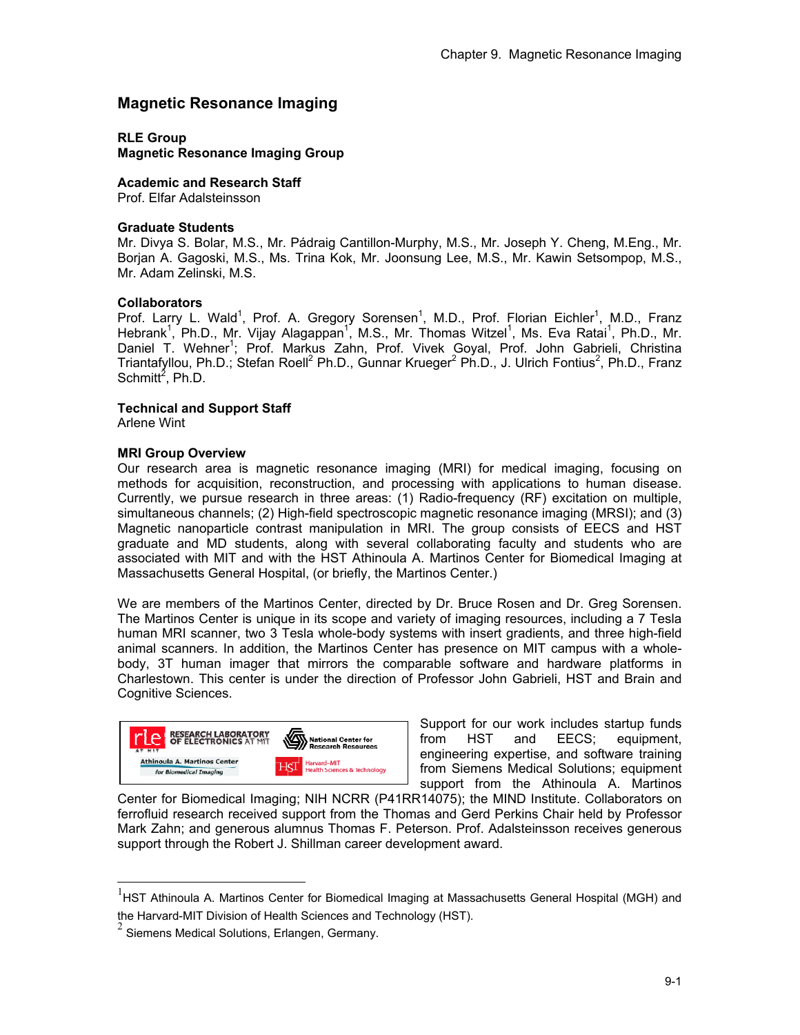# Magnetic Resonance Imaging

**RLE Group**
**Magnetic Resonance Imaging Group**

**Academic and Research Staff**
Prof. Elfar Adalsteinsson

**Graduate Students**
Mr. Divya S. Bolar, M.S., Mr. Pádraig Cantillon-Murphy, M.S., Mr. Joseph Y. Cheng, M.Eng., Mr. Borjan A. Gagoski, M.S., Ms. Trina Kok, Mr. Joonsung Lee, M.S., Mr. Kawin Setsompop, M.S., Mr. Adam Zelinski, M.S.

**Collaborators**
Prof. Larry L. Wald[1], Prof. A. Gregory Sorensen[1], M.D., Prof. Florian Eichler[1], M.D., Franz Hebrank[1], Ph.D., Mr. Vijay Alagappan[1], M.S., Mr. Thomas Witzel[1], Ms. Eva Ratai[1], Ph.D., Mr. Daniel T. Wehner[1]; Prof. Markus Zahn, Prof. Vivek Goyal, Prof. John Gabrieli, Christina Triantafyllou, Ph.D.; Stefan Roell[2] Ph.D., Gunnar Krueger[2] Ph.D., J. Ulrich Fontius[2], Ph.D., Franz Schmitt[2], Ph.D.

**Technical and Support Staff**
Arlene Wint

**MRI Group Overview**
Our research area is magnetic resonance imaging (MRI) for medical imaging, focusing on methods for acquisition, reconstruction, and processing with applications to human disease. Currently, we pursue research in three areas: (1) Radio-frequency (RF) excitation on multiple, simultaneous channels; (2) High-field spectroscopic magnetic resonance imaging (MRSI); and (3) Magnetic nanoparticle contrast manipulation in MRI. The group consists of EECS and HST graduate and MD students, along with several collaborating faculty and students who are associated with MIT and with the HST Athinoula A. Martinos Center for Biomedical Imaging at Massachusetts General Hospital, (or briefly, the Martinos Center.)

We are members of the Martinos Center, directed by Dr. Bruce Rosen and Dr. Greg Sorensen. The Martinos Center is unique in its scope and variety of imaging resources, including a 7 Tesla human MRI scanner, two 3 Tesla whole-body systems with insert gradients, and three high-field animal scanners. In addition, the Martinos Center has presence on MIT campus with a whole-body, 3T human imager that mirrors the comparable software and hardware platforms in Charlestown. This center is under the direction of Professor John Gabrieli, HST and Brain and Cognitive Sciences.

Support for our work includes startup funds from HST and EECS; equipment, engineering expertise, and software training from Siemens Medical Solutions; equipment support from the Athinoula A. Martinos Center for Biomedical Imaging; NIH NCRR (P41RR14075); the MIND Institute. Collaborators on ferrofluid research received support from the Thomas and Gerd Perkins Chair held by Professor Mark Zahn; and generous alumnus Thomas F. Peterson. Prof. Adalsteinsson receives generous support through the Robert J. Shillman career development award.

---

[1] HST Athinoula A. Martinos Center for Biomedical Imaging at Massachusetts General Hospital (MGH) and the Harvard-MIT Division of Health Sciences and Technology (HST).

[2] Siemens Medical Solutions, Erlangen, Germany.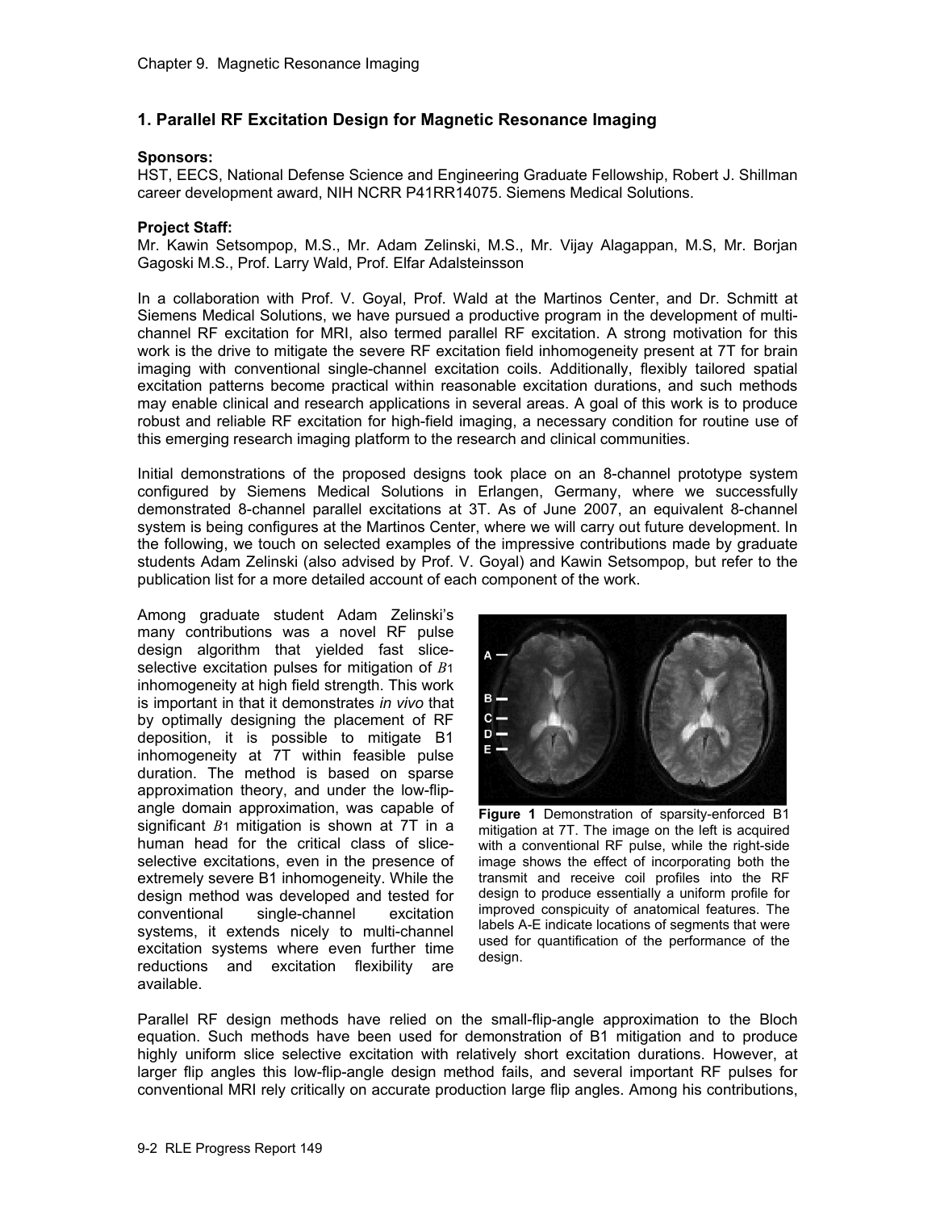## 1. Parallel RF Excitation Design for Magnetic Resonance Imaging

**Sponsors:**
HST, EECS, National Defense Science and Engineering Graduate Fellowship, Robert J. Shillman career development award, NIH NCRR P41RR14075. Siemens Medical Solutions.

**Project Staff:**
Mr. Kawin Setsompop, M.S., Mr. Adam Zelinski, M.S., Mr. Vijay Alagappan, M.S, Mr. Borjan Gagoski M.S., Prof. Larry Wald, Prof. Elfar Adalsteinsson

In a collaboration with Prof. V. Goyal, Prof. Wald at the Martinos Center, and Dr. Schmitt at Siemens Medical Solutions, we have pursued a productive program in the development of multi-channel RF excitation for MRI, also termed parallel RF excitation. A strong motivation for this work is the drive to mitigate the severe RF excitation field inhomogeneity present at 7T for brain imaging with conventional single-channel excitation coils. Additionally, flexibly tailored spatial excitation patterns become practical within reasonable excitation durations, and such methods may enable clinical and research applications in several areas. A goal of this work is to produce robust and reliable RF excitation for high-field imaging, a necessary condition for routine use of this emerging research imaging platform to the research and clinical communities.

Initial demonstrations of the proposed designs took place on an 8-channel prototype system configured by Siemens Medical Solutions in Erlangen, Germany, where we successfully demonstrated 8-channel parallel excitations at 3T. As of June 2007, an equivalent 8-channel system is being configures at the Martinos Center, where we will carry out future development. In the following, we touch on selected examples of the impressive contributions made by graduate students Adam Zelinski (also advised by Prof. V. Goyal) and Kawin Setsompop, but refer to the publication list for a more detailed account of each component of the work.

Among graduate student Adam Zelinski's many contributions was a novel RF pulse design algorithm that yielded fast slice-selective excitation pulses for mitigation of $B_1$ inhomogeneity at high field strength. This work is important in that it demonstrates *in vivo* that by optimally designing the placement of RF deposition, it is possible to mitigate B1 inhomogeneity at 7T within feasible pulse duration. The method is based on sparse approximation theory, and under the low-flip-angle domain approximation, was capable of significant $B_1$ mitigation is shown at 7T in a human head for the critical class of slice-selective excitations, even in the presence of extremely severe B1 inhomogeneity. While the design method was developed and tested for conventional single-channel excitation systems, it extends nicely to multi-channel excitation systems where even further time reductions and excitation flexibility are available.

**Figure 1** Demonstration of sparsity-enforced B1 mitigation at 7T. The image on the left is acquired with a conventional RF pulse, while the right-side image shows the effect of incorporating both the transmit and receive coil profiles into the RF design to produce essentially a uniform profile for improved conspicuity of anatomical features. The labels A-E indicate locations of segments that were used for quantification of the performance of the design.

Parallel RF design methods have relied on the small-flip-angle approximation to the Bloch equation. Such methods have been used for demonstration of B1 mitigation and to produce highly uniform slice selective excitation with relatively short excitation durations. However, at larger flip angles this low-flip-angle design method fails, and several important RF pulses for conventional MRI rely critically on accurate production large flip angles. Among his contributions,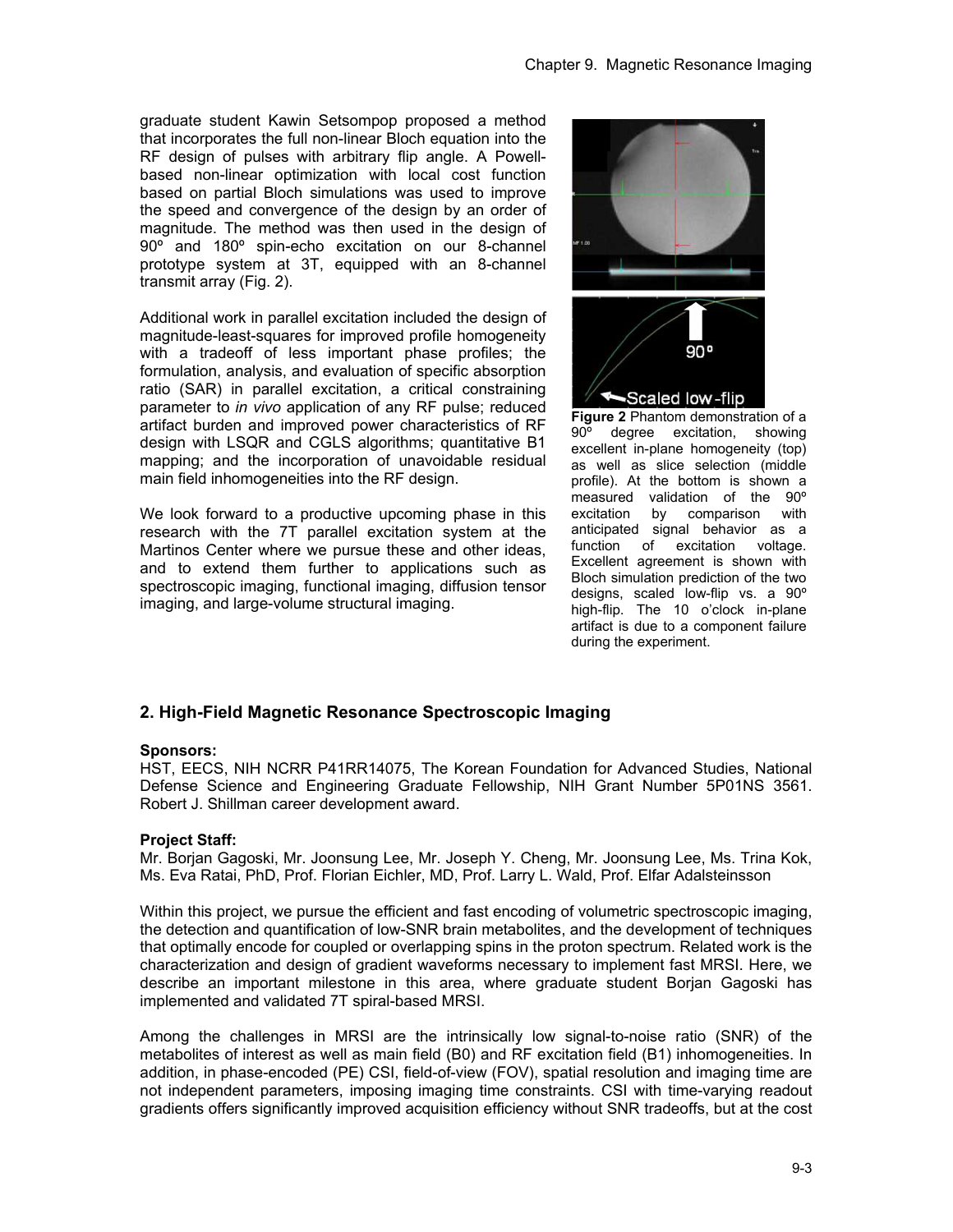graduate student Kawin Setsompop proposed a method that incorporates the full non-linear Bloch equation into the RF design of pulses with arbitrary flip angle. A Powell-based non-linear optimization with local cost function based on partial Bloch simulations was used to improve the speed and convergence of the design by an order of magnitude. The method was then used in the design of 90º and 180º spin-echo excitation on our 8-channel prototype system at 3T, equipped with an 8-channel transmit array (Fig. 2).

Additional work in parallel excitation included the design of magnitude-least-squares for improved profile homogeneity with a tradeoff of less important phase profiles; the formulation, analysis, and evaluation of specific absorption ratio (SAR) in parallel excitation, a critical constraining parameter to *in vivo* application of any RF pulse; reduced artifact burden and improved power characteristics of RF design with LSQR and CGLS algorithms; quantitative B1 mapping; and the incorporation of unavoidable residual main field inhomogeneities into the RF design.

We look forward to a productive upcoming phase in this research with the 7T parallel excitation system at the Martinos Center where we pursue these and other ideas, and to extend them further to applications such as spectroscopic imaging, functional imaging, diffusion tensor imaging, and large-volume structural imaging.

**Figure 2** Phantom demonstration of a 90º degree excitation, showing excellent in-plane homogeneity (top) as well as slice selection (middle profile). At the bottom is shown a measured validation of the 90º excitation by comparison with anticipated signal behavior as a function of excitation voltage. Excellent agreement is shown with Bloch simulation prediction of the two designs, scaled low-flip vs. a 90º high-flip. The 10 o'clock in-plane artifact is due to a component failure during the experiment.

## 2. High-Field Magnetic Resonance Spectroscopic Imaging

**Sponsors:**

HST, EECS, NIH NCRR P41RR14075, The Korean Foundation for Advanced Studies, National Defense Science and Engineering Graduate Fellowship, NIH Grant Number 5P01NS 3561. Robert J. Shillman career development award.

**Project Staff:**

Mr. Borjan Gagoski, Mr. Joonsung Lee, Mr. Joseph Y. Cheng, Mr. Joonsung Lee, Ms. Trina Kok, Ms. Eva Ratai, PhD, Prof. Florian Eichler, MD, Prof. Larry L. Wald, Prof. Elfar Adalsteinsson

Within this project, we pursue the efficient and fast encoding of volumetric spectroscopic imaging, the detection and quantification of low-SNR brain metabolites, and the development of techniques that optimally encode for coupled or overlapping spins in the proton spectrum. Related work is the characterization and design of gradient waveforms necessary to implement fast MRSI. Here, we describe an important milestone in this area, where graduate student Borjan Gagoski has implemented and validated 7T spiral-based MRSI.

Among the challenges in MRSI are the intrinsically low signal-to-noise ratio (SNR) of the metabolites of interest as well as main field (B0) and RF excitation field (B1) inhomogeneities. In addition, in phase-encoded (PE) CSI, field-of-view (FOV), spatial resolution and imaging time are not independent parameters, imposing imaging time constraints. CSI with time-varying readout gradients offers significantly improved acquisition efficiency without SNR tradeoffs, but at the cost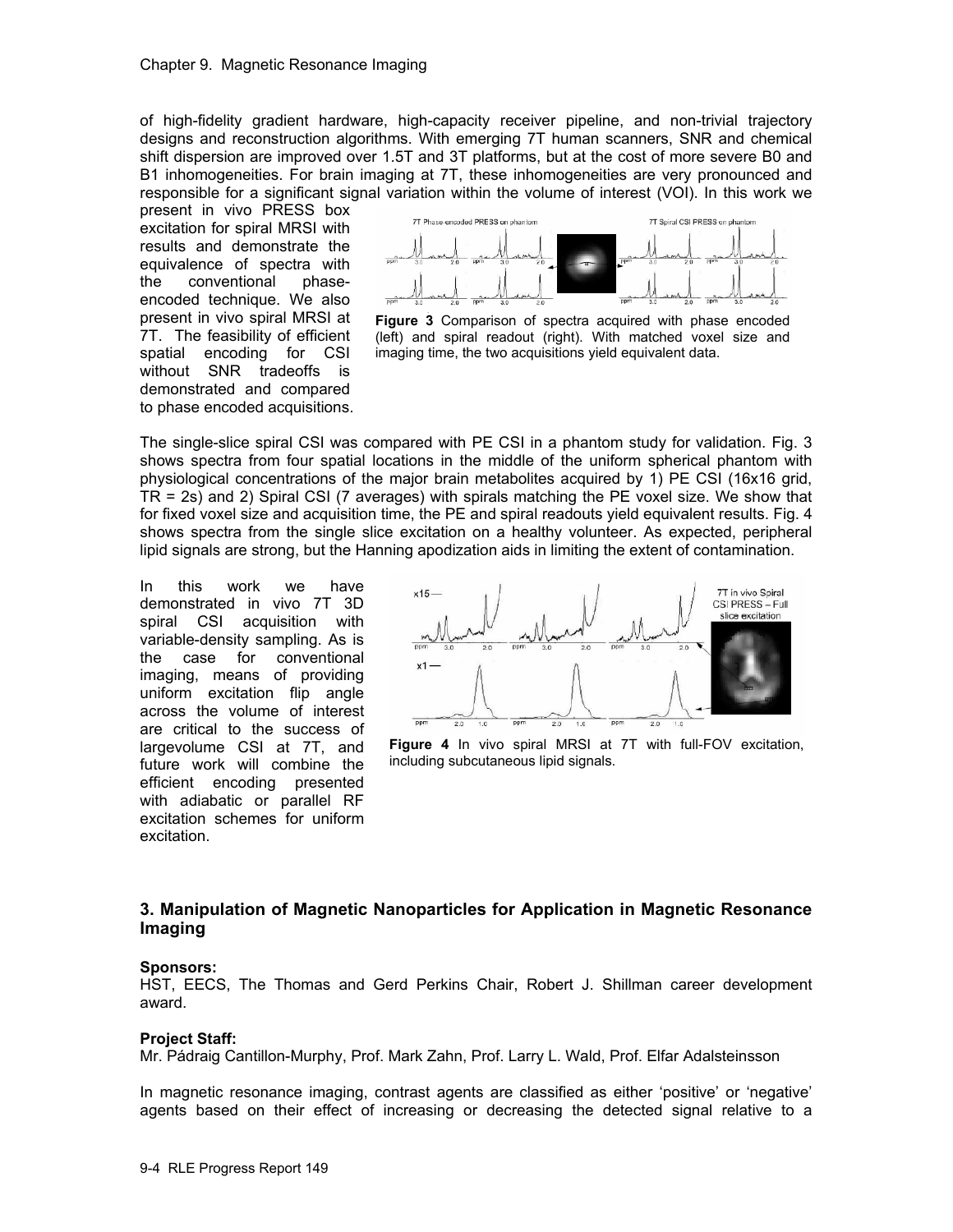of high-fidelity gradient hardware, high-capacity receiver pipeline, and non-trivial trajectory designs and reconstruction algorithms. With emerging 7T human scanners, SNR and chemical shift dispersion are improved over 1.5T and 3T platforms, but at the cost of more severe B0 and B1 inhomogeneities. For brain imaging at 7T, these inhomogeneities are very pronounced and responsible for a significant signal variation within the volume of interest (VOI). In this work we present in vivo PRESS box excitation for spiral MRSI with results and demonstrate the equivalence of spectra with the conventional phase-encoded technique. We also present in vivo spiral MRSI at 7T. The feasibility of efficient spatial encoding for CSI without SNR tradeoffs is demonstrated and compared to phase encoded acquisitions.

**Figure 3** Comparison of spectra acquired with phase encoded (left) and spiral readout (right). With matched voxel size and imaging time, the two acquisitions yield equivalent data.

The single-slice spiral CSI was compared with PE CSI in a phantom study for validation. Fig. 3 shows spectra from four spatial locations in the middle of the uniform spherical phantom with physiological concentrations of the major brain metabolites acquired by 1) PE CSI (16x16 grid, TR = 2s) and 2) Spiral CSI (7 averages) with spirals matching the PE voxel size. We show that for fixed voxel size and acquisition time, the PE and spiral readouts yield equivalent results. Fig. 4 shows spectra from the single slice excitation on a healthy volunteer. As expected, peripheral lipid signals are strong, but the Hanning apodization aids in limiting the extent of contamination.

In this work we have demonstrated in vivo 7T 3D spiral CSI acquisition with variable-density sampling. As is the case for conventional imaging, means of providing uniform excitation flip angle across the volume of interest are critical to the success of largevolume CSI at 7T, and future work will combine the efficient encoding presented with adiabatic or parallel RF excitation schemes for uniform excitation.

**Figure 4** In vivo spiral MRSI at 7T with full-FOV excitation, including subcutaneous lipid signals.

### 3. Manipulation of Magnetic Nanoparticles for Application in Magnetic Resonance Imaging

**Sponsors:**
HST, EECS, The Thomas and Gerd Perkins Chair, Robert J. Shillman career development award.

**Project Staff:**
Mr. Pádraig Cantillon-Murphy, Prof. Mark Zahn, Prof. Larry L. Wald, Prof. Elfar Adalsteinsson

In magnetic resonance imaging, contrast agents are classified as either 'positive' or 'negative' agents based on their effect of increasing or decreasing the detected signal relative to a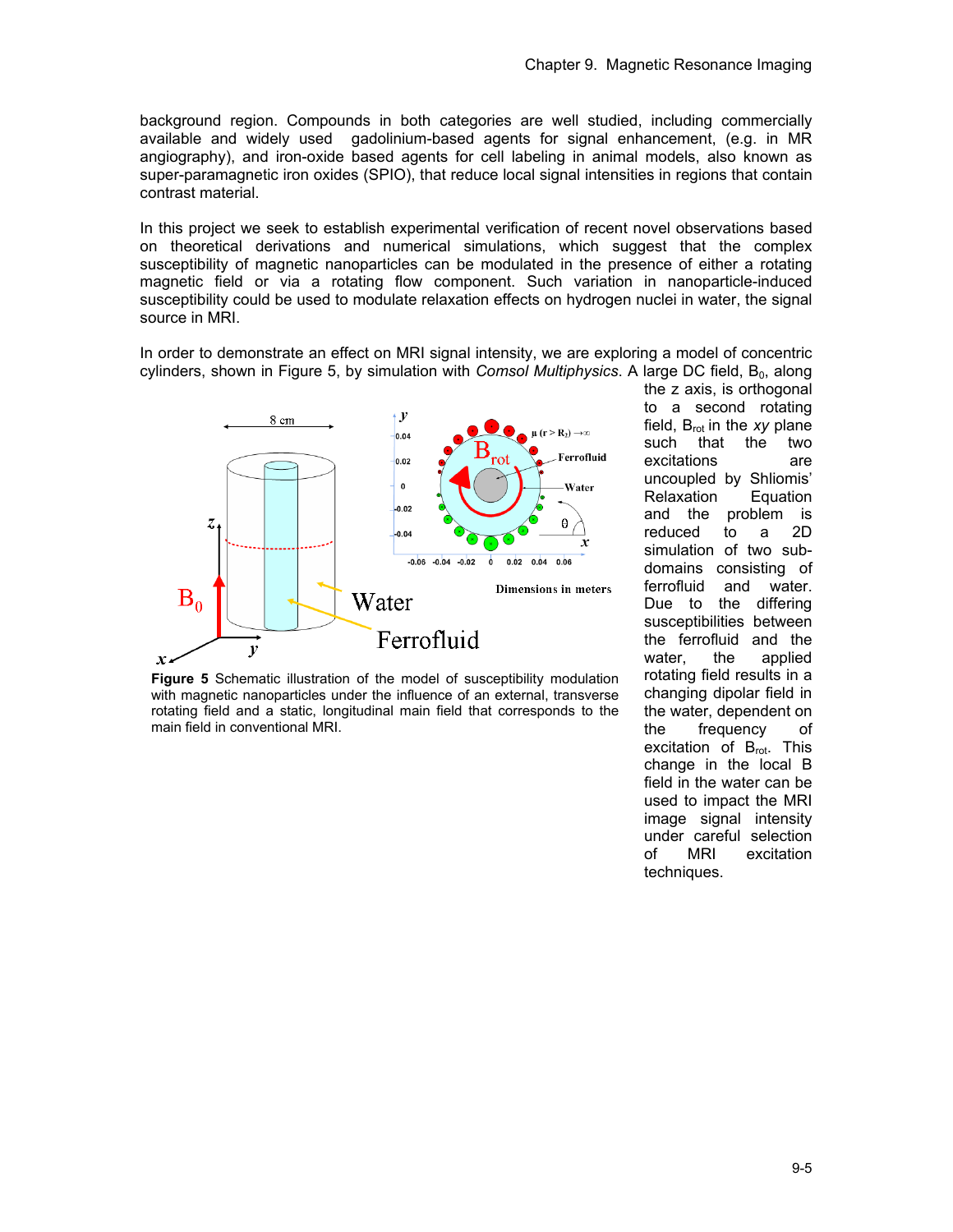background region. Compounds in both categories are well studied, including commercially available and widely used gadolinium-based agents for signal enhancement, (e.g. in MR angiography), and iron-oxide based agents for cell labeling in animal models, also known as super-paramagnetic iron oxides (SPIO), that reduce local signal intensities in regions that contain contrast material.

In this project we seek to establish experimental verification of recent novel observations based on theoretical derivations and numerical simulations, which suggest that the complex susceptibility of magnetic nanoparticles can be modulated in the presence of either a rotating magnetic field or via a rotating flow component. Such variation in nanoparticle-induced susceptibility could be used to modulate relaxation effects on hydrogen nuclei in water, the signal source in MRI.

In order to demonstrate an effect on MRI signal intensity, we are exploring a model of concentric cylinders, shown in Figure 5, by simulation with *Comsol Multiphysics*. A large DC field, $B_0$, along the z axis, is orthogonal to a second rotating field, $B_{rot}$ in the *xy* plane such that the two excitations are uncoupled by Shliomis' Relaxation Equation and the problem is reduced to a 2D simulation of two sub-domains consisting of ferrofluid and water. Due to the differing susceptibilities between the ferrofluid and the water, the applied rotating field results in a changing dipolar field in the water, dependent on the frequency of excitation of $B_{rot}$. This change in the local B field in the water can be used to impact the MRI image signal intensity under careful selection of MRI excitation techniques.

**Figure 5** Schematic illustration of the model of susceptibility modulation with magnetic nanoparticles under the influence of an external, transverse rotating field and a static, longitudinal main field that corresponds to the main field in conventional MRI.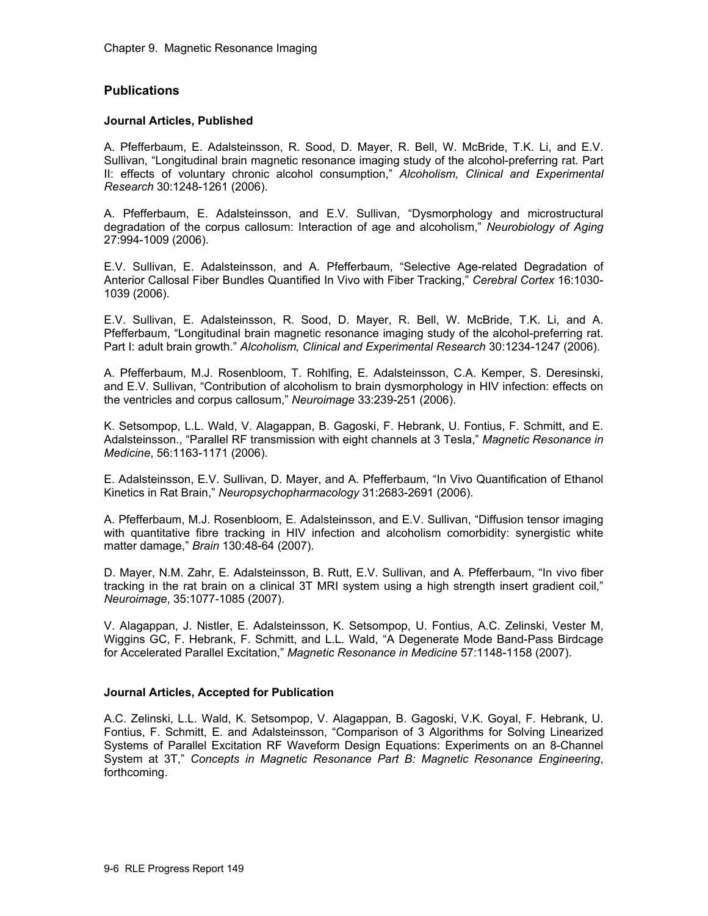## Publications

### Journal Articles, Published

A. Pfefferbaum, E. Adalsteinsson, R. Sood, D. Mayer, R. Bell, W. McBride, T.K. Li, and E.V. Sullivan, "Longitudinal brain magnetic resonance imaging study of the alcohol-preferring rat. Part II: effects of voluntary chronic alcohol consumption," *Alcoholism, Clinical and Experimental Research* 30:1248-1261 (2006).

A. Pfefferbaum, E. Adalsteinsson, and E.V. Sullivan, "Dysmorphology and microstructural degradation of the corpus callosum: Interaction of age and alcoholism," *Neurobiology of Aging* 27:994-1009 (2006).

E.V. Sullivan, E. Adalsteinsson, and A. Pfefferbaum, "Selective Age-related Degradation of Anterior Callosal Fiber Bundles Quantified In Vivo with Fiber Tracking," *Cerebral Cortex* 16:1030-1039 (2006).

E.V. Sullivan, E. Adalsteinsson, R. Sood, D. Mayer, R. Bell, W. McBride, T.K. Li, and A. Pfefferbaum, "Longitudinal brain magnetic resonance imaging study of the alcohol-preferring rat. Part I: adult brain growth." *Alcoholism, Clinical and Experimental Research* 30:1234-1247 (2006).

A. Pfefferbaum, M.J. Rosenbloom, T. Rohlfing, E. Adalsteinsson, C.A. Kemper, S. Deresinski, and E.V. Sullivan, "Contribution of alcoholism to brain dysmorphology in HIV infection: effects on the ventricles and corpus callosum," *Neuroimage* 33:239-251 (2006).

K. Setsompop, L.L. Wald, V. Alagappan, B. Gagoski, F. Hebrank, U. Fontius, F. Schmitt, and E. Adalsteinsson., "Parallel RF transmission with eight channels at 3 Tesla," *Magnetic Resonance in Medicine*, 56:1163-1171 (2006).

E. Adalsteinsson, E.V. Sullivan, D. Mayer, and A. Pfefferbaum, "In Vivo Quantification of Ethanol Kinetics in Rat Brain," *Neuropsychopharmacology* 31:2683-2691 (2006).

A. Pfefferbaum, M.J. Rosenbloom, E. Adalsteinsson, and E.V. Sullivan, "Diffusion tensor imaging with quantitative fibre tracking in HIV infection and alcoholism comorbidity: synergistic white matter damage," *Brain* 130:48-64 (2007).

D. Mayer, N.M. Zahr, E. Adalsteinsson, B. Rutt, E.V. Sullivan, and A. Pfefferbaum, "In vivo fiber tracking in the rat brain on a clinical 3T MRI system using a high strength insert gradient coil," *Neuroimage*, 35:1077-1085 (2007).

V. Alagappan, J. Nistler, E. Adalsteinsson, K. Setsompop, U. Fontius, A.C. Zelinski, Vester M, Wiggins GC, F. Hebrank, F. Schmitt, and L.L. Wald, "A Degenerate Mode Band-Pass Birdcage for Accelerated Parallel Excitation," *Magnetic Resonance in Medicine* 57:1148-1158 (2007).

### Journal Articles, Accepted for Publication

A.C. Zelinski, L.L. Wald, K. Setsompop, V. Alagappan, B. Gagoski, V.K. Goyal, F. Hebrank, U. Fontius, F. Schmitt, E. and Adalsteinsson, "Comparison of 3 Algorithms for Solving Linearized Systems of Parallel Excitation RF Waveform Design Equations: Experiments on an 8-Channel System at 3T," *Concepts in Magnetic Resonance Part B: Magnetic Resonance Engineering*, forthcoming.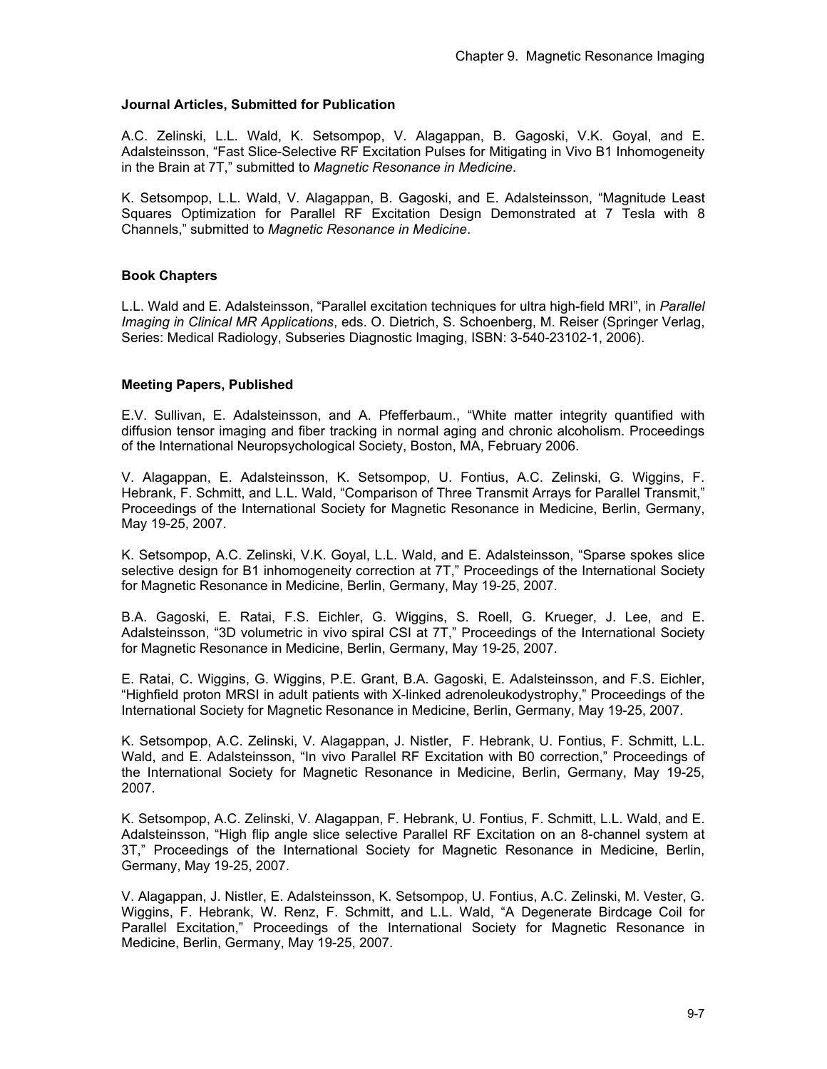**Journal Articles, Submitted for Publication**

A.C. Zelinski, L.L. Wald, K. Setsompop, V. Alagappan, B. Gagoski, V.K. Goyal, and E. Adalsteinsson, "Fast Slice-Selective RF Excitation Pulses for Mitigating in Vivo B1 Inhomogeneity in the Brain at 7T," submitted to *Magnetic Resonance in Medicine*.

K. Setsompop, L.L. Wald, V. Alagappan, B. Gagoski, and E. Adalsteinsson, "Magnitude Least Squares Optimization for Parallel RF Excitation Design Demonstrated at 7 Tesla with 8 Channels," submitted to *Magnetic Resonance in Medicine*.

**Book Chapters**

L.L. Wald and E. Adalsteinsson, "Parallel excitation techniques for ultra high-field MRI", in *Parallel Imaging in Clinical MR Applications*, eds. O. Dietrich, S. Schoenberg, M. Reiser (Springer Verlag, Series: Medical Radiology, Subseries Diagnostic Imaging, ISBN: 3-540-23102-1, 2006).

**Meeting Papers, Published**

E.V. Sullivan, E. Adalsteinsson, and A. Pfefferbaum., "White matter integrity quantified with diffusion tensor imaging and fiber tracking in normal aging and chronic alcoholism. Proceedings of the International Neuropsychological Society, Boston, MA, February 2006.

V. Alagappan, E. Adalsteinsson, K. Setsompop, U. Fontius, A.C. Zelinski, G. Wiggins, F. Hebrank, F. Schmitt, and L.L. Wald, "Comparison of Three Transmit Arrays for Parallel Transmit," Proceedings of the International Society for Magnetic Resonance in Medicine, Berlin, Germany, May 19-25, 2007.

K. Setsompop, A.C. Zelinski, V.K. Goyal, L.L. Wald, and E. Adalsteinsson, "Sparse spokes slice selective design for B1 inhomogeneity correction at 7T," Proceedings of the International Society for Magnetic Resonance in Medicine, Berlin, Germany, May 19-25, 2007.

B.A. Gagoski, E. Ratai, F.S. Eichler, G. Wiggins, S. Roell, G. Krueger, J. Lee, and E. Adalsteinsson, "3D volumetric in vivo spiral CSI at 7T," Proceedings of the International Society for Magnetic Resonance in Medicine, Berlin, Germany, May 19-25, 2007.

E. Ratai, C. Wiggins, G. Wiggins, P.E. Grant, B.A. Gagoski, E. Adalsteinsson, and F.S. Eichler, "Highfield proton MRSI in adult patients with X-linked adrenoleukodystrophy," Proceedings of the International Society for Magnetic Resonance in Medicine, Berlin, Germany, May 19-25, 2007.

K. Setsompop, A.C. Zelinski, V. Alagappan, J. Nistler, F. Hebrank, U. Fontius, F. Schmitt, L.L. Wald, and E. Adalsteinsson, "In vivo Parallel RF Excitation with B0 correction," Proceedings of the International Society for Magnetic Resonance in Medicine, Berlin, Germany, May 19-25, 2007.

K. Setsompop, A.C. Zelinski, V. Alagappan, F. Hebrank, U. Fontius, F. Schmitt, L.L. Wald, and E. Adalsteinsson, "High flip angle slice selective Parallel RF Excitation on an 8-channel system at 3T," Proceedings of the International Society for Magnetic Resonance in Medicine, Berlin, Germany, May 19-25, 2007.

V. Alagappan, J. Nistler, E. Adalsteinsson, K. Setsompop, U. Fontius, A.C. Zelinski, M. Vester, G. Wiggins, F. Hebrank, W. Renz, F. Schmitt, and L.L. Wald, "A Degenerate Birdcage Coil for Parallel Excitation," Proceedings of the International Society for Magnetic Resonance in Medicine, Berlin, Germany, May 19-25, 2007.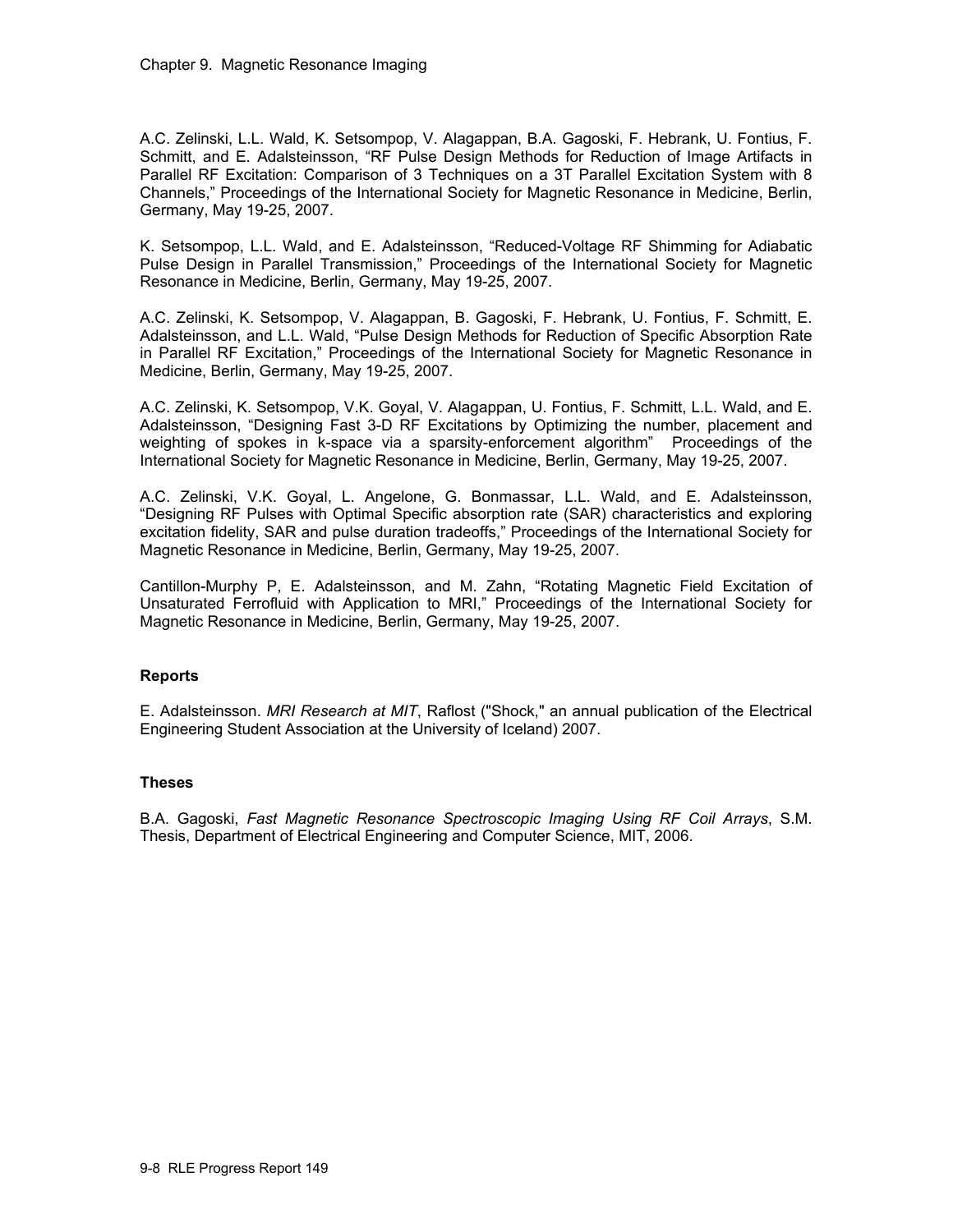A.C. Zelinski, L.L. Wald, K. Setsompop, V. Alagappan, B.A. Gagoski, F. Hebrank, U. Fontius, F. Schmitt, and E. Adalsteinsson, "RF Pulse Design Methods for Reduction of Image Artifacts in Parallel RF Excitation: Comparison of 3 Techniques on a 3T Parallel Excitation System with 8 Channels," Proceedings of the International Society for Magnetic Resonance in Medicine, Berlin, Germany, May 19-25, 2007.

K. Setsompop, L.L. Wald, and E. Adalsteinsson, "Reduced-Voltage RF Shimming for Adiabatic Pulse Design in Parallel Transmission," Proceedings of the International Society for Magnetic Resonance in Medicine, Berlin, Germany, May 19-25, 2007.

A.C. Zelinski, K. Setsompop, V. Alagappan, B. Gagoski, F. Hebrank, U. Fontius, F. Schmitt, E. Adalsteinsson, and L.L. Wald, "Pulse Design Methods for Reduction of Specific Absorption Rate in Parallel RF Excitation," Proceedings of the International Society for Magnetic Resonance in Medicine, Berlin, Germany, May 19-25, 2007.

A.C. Zelinski, K. Setsompop, V.K. Goyal, V. Alagappan, U. Fontius, F. Schmitt, L.L. Wald, and E. Adalsteinsson, "Designing Fast 3-D RF Excitations by Optimizing the number, placement and weighting of spokes in k-space via a sparsity-enforcement algorithm" Proceedings of the International Society for Magnetic Resonance in Medicine, Berlin, Germany, May 19-25, 2007.

A.C. Zelinski, V.K. Goyal, L. Angelone, G. Bonmassar, L.L. Wald, and E. Adalsteinsson, "Designing RF Pulses with Optimal Specific absorption rate (SAR) characteristics and exploring excitation fidelity, SAR and pulse duration tradeoffs," Proceedings of the International Society for Magnetic Resonance in Medicine, Berlin, Germany, May 19-25, 2007.

Cantillon-Murphy P, E. Adalsteinsson, and M. Zahn, "Rotating Magnetic Field Excitation of Unsaturated Ferrofluid with Application to MRI," Proceedings of the International Society for Magnetic Resonance in Medicine, Berlin, Germany, May 19-25, 2007.

**Reports**

E. Adalsteinsson. *MRI Research at MIT*, Raflost ("Shock," an annual publication of the Electrical Engineering Student Association at the University of Iceland) 2007.

**Theses**

B.A. Gagoski, *Fast Magnetic Resonance Spectroscopic Imaging Using RF Coil Arrays*, S.M. Thesis, Department of Electrical Engineering and Computer Science, MIT, 2006.